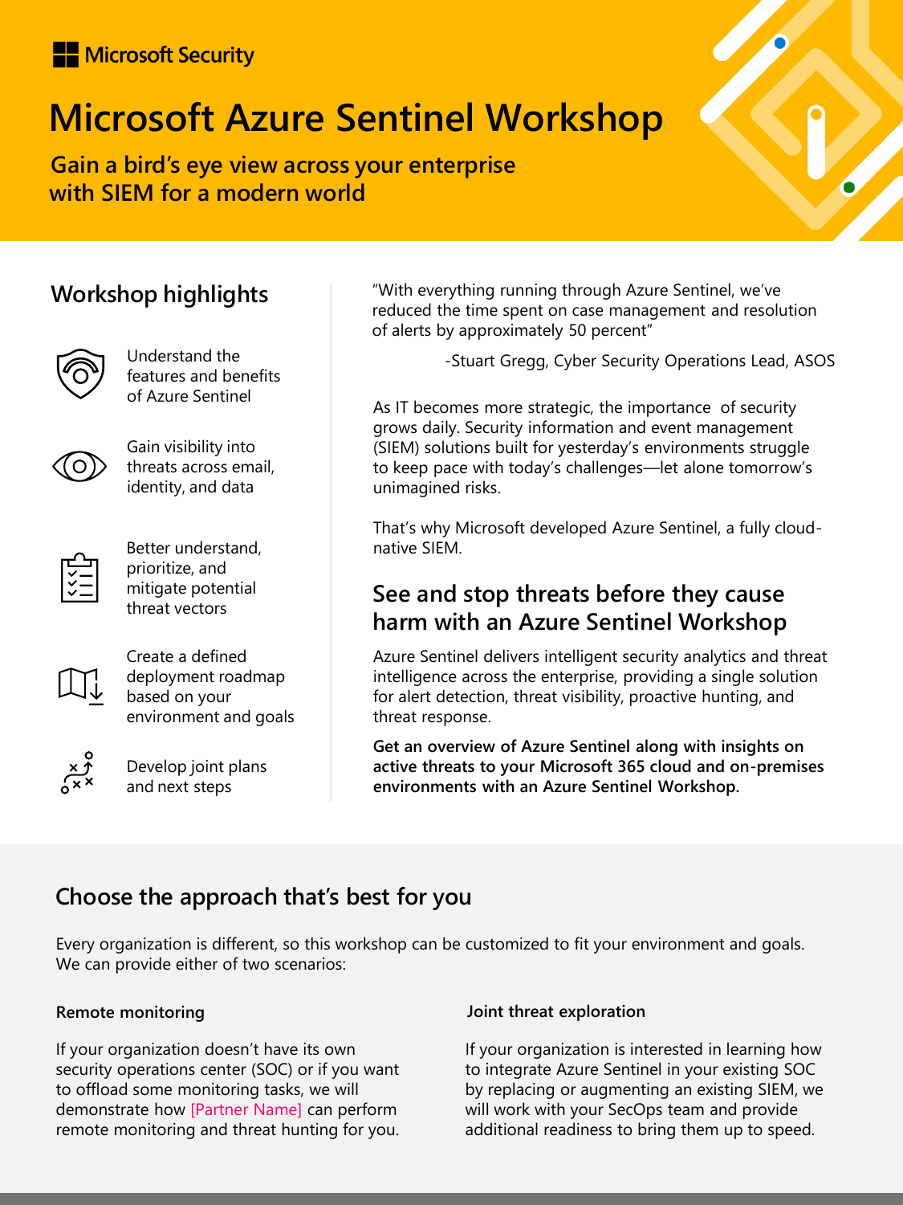Microsoft Security

# Microsoft Azure Sentinel Workshop

**Gain a bird's eye view across your enterprise with SIEM for a modern world**

## Workshop highlights

- Understand the features and benefits of Azure Sentinel
- Gain visibility into threats across email, identity, and data
- Better understand, prioritize, and mitigate potential threat vectors
- Create a defined deployment roadmap based on your environment and goals
- Develop joint plans and next steps

"With everything running through Azure Sentinel, we've reduced the time spent on case management and resolution of alerts by approximately 50 percent"

-Stuart Gregg, Cyber Security Operations Lead, ASOS

As IT becomes more strategic, the importance of security grows daily. Security information and event management (SIEM) solutions built for yesterday's environments struggle to keep pace with today's challenges—let alone tomorrow's unimagined risks.

That's why Microsoft developed Azure Sentinel, a fully cloud-native SIEM.

## See and stop threats before they cause harm with an Azure Sentinel Workshop

Azure Sentinel delivers intelligent security analytics and threat intelligence across the enterprise, providing a single solution for alert detection, threat visibility, proactive hunting, and threat response.

**Get an overview of Azure Sentinel along with insights on active threats to your Microsoft 365 cloud and on-premises environments with an Azure Sentinel Workshop.**

## Choose the approach that's best for you

Every organization is different, so this workshop can be customized to fit your environment and goals. We can provide either of two scenarios:

### Remote monitoring

If your organization doesn't have its own security operations center (SOC) or if you want to offload some monitoring tasks, we will demonstrate how [Partner Name] can perform remote monitoring and threat hunting for you.

### Joint threat exploration

If your organization is interested in learning how to integrate Azure Sentinel in your existing SOC by replacing or augmenting an existing SIEM, we will work with your SecOps team and provide additional readiness to bring them up to speed.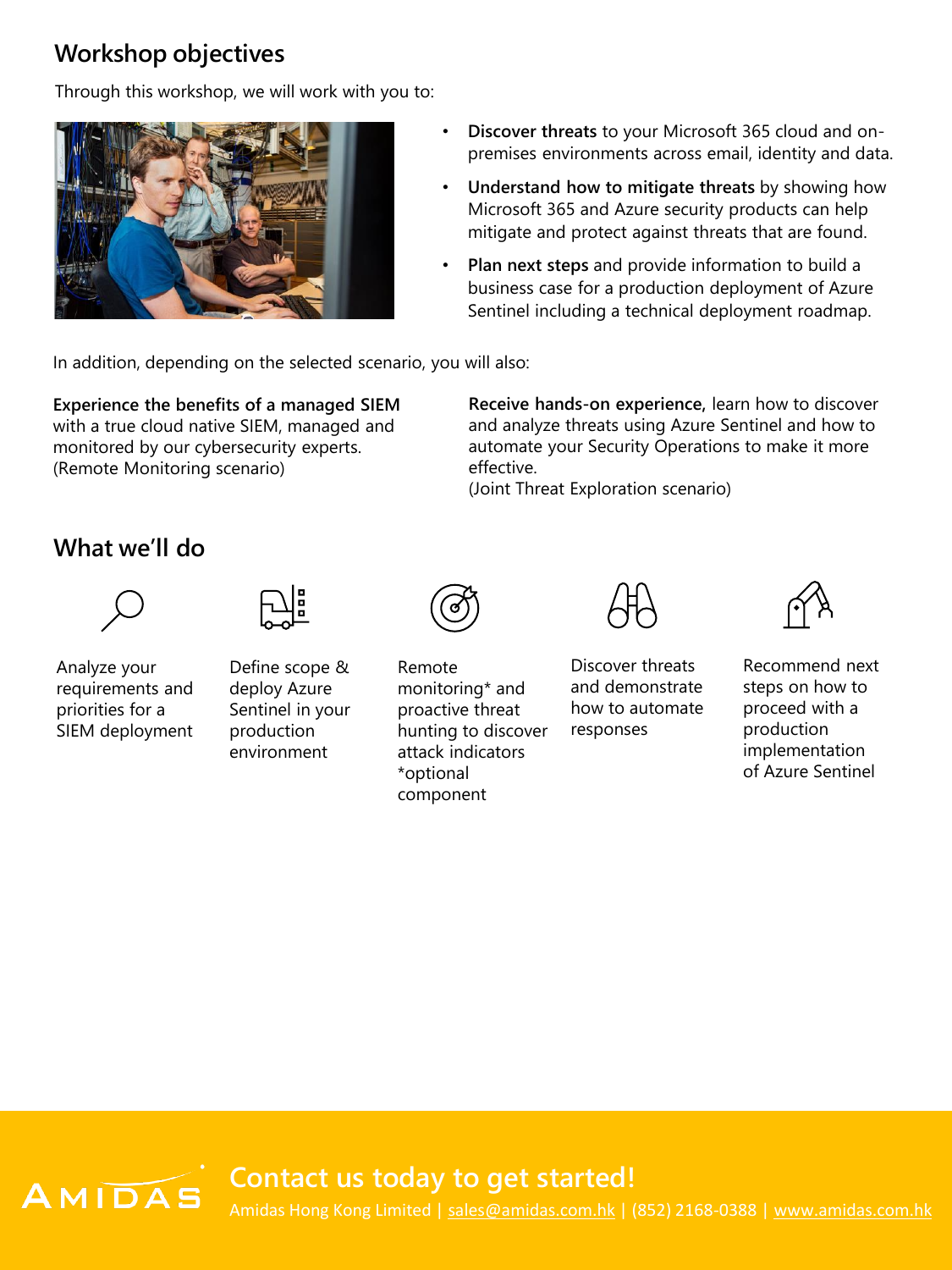## Workshop objectives

Through this workshop, we will work with you to:

- **Discover threats** to your Microsoft 365 cloud and on-premises environments across email, identity and data.
- **Understand how to mitigate threats** by showing how Microsoft 365 and Azure security products can help mitigate and protect against threats that are found.
- **Plan next steps** and provide information to build a business case for a production deployment of Azure Sentinel including a technical deployment roadmap.

In addition, depending on the selected scenario, you will also:

**Experience the benefits of a managed SIEM** with a true cloud native SIEM, managed and monitored by our cybersecurity experts. (Remote Monitoring scenario)

**Receive hands-on experience,** learn how to discover and analyze threats using Azure Sentinel and how to automate your Security Operations to make it more effective.
(Joint Threat Exploration scenario)

## What we'll do

- Analyze your requirements and priorities for a SIEM deployment
- Define scope & deploy Azure Sentinel in your production environment
- Remote monitoring* and proactive threat hunting to discover attack indicators *optional component
- Discover threats and demonstrate how to automate responses
- Recommend next steps on how to proceed with a production implementation of Azure Sentinel

**Contact us today to get started!**

Amidas Hong Kong Limited | sales@amidas.com.hk | (852) 2168-0388 | www.amidas.com.hk